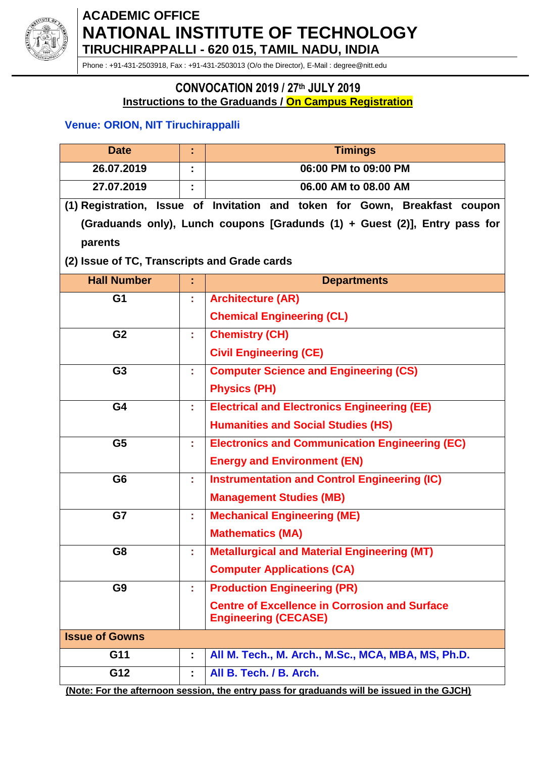# ACADEMIC OFFICE
# NATIONAL INSTITUTE OF TECHNOLOGY
## TIRUCHIRAPPALLI - 620 015, TAMIL NADU, INDIA

Phone : +91-431-2503918, Fax : +91-431-2503013 (O/o the Director), E-Mail : degree@nitt.edu

## CONVOCATION 2019 / 27th JULY 2019
**Instructions to the Graduands / On Campus Registration**

**Venue: ORION, NIT Tiruchirappalli**

| Date | : | Timings |
|---|---|---|
| 26.07.2019 | : | 06:00 PM to 09:00 PM |
| 27.07.2019 | : | 06.00 AM to 08.00 AM |

**(1) Registration, Issue of Invitation and token for Gown, Breakfast coupon (Graduands only), Lunch coupons [Gradunds (1) + Guest (2)], Entry pass for parents**

**(2) Issue of TC, Transcripts and Grade cards**

| Hall Number | : | Departments |
|---|---|---|
| G1 | : | Architecture (AR)<br>Chemical Engineering (CL) |
| G2 | : | Chemistry (CH)<br>Civil Engineering (CE) |
| G3 | : | Computer Science and Engineering (CS)<br>Physics (PH) |
| G4 | : | Electrical and Electronics Engineering (EE)<br>Humanities and Social Studies (HS) |
| G5 | : | Electronics and Communication Engineering (EC)<br>Energy and Environment (EN) |
| G6 | : | Instrumentation and Control Engineering (IC)<br>Management Studies (MB) |
| G7 | : | Mechanical Engineering (ME)<br>Mathematics (MA) |
| G8 | : | Metallurgical and Material Engineering (MT)<br>Computer Applications (CA) |
| G9 | : | Production Engineering (PR)<br>Centre of Excellence in Corrosion and Surface Engineering (CECASE) |
| **Issue of Gowns** | | |
| G11 | : | All M. Tech., M. Arch., M.Sc., MCA, MBA, MS, Ph.D. |
| G12 | : | All B. Tech. / B. Arch. |

**(Note: For the afternoon session, the entry pass for graduands will be issued in the GJCH)**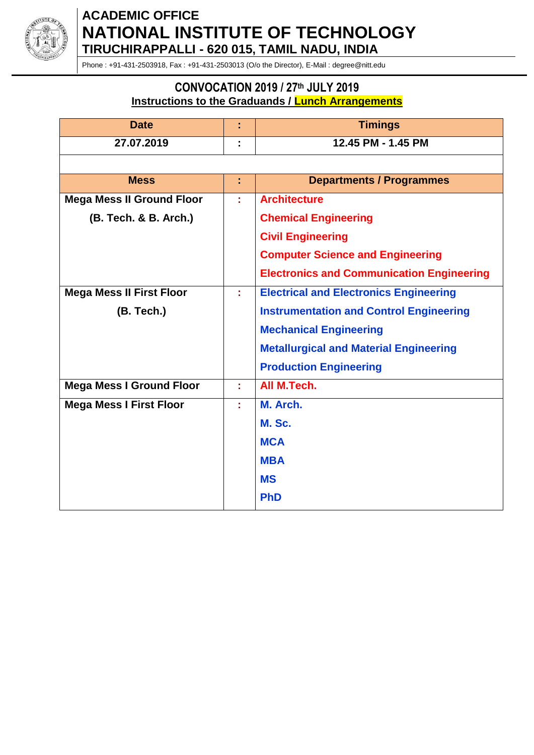**ACADEMIC OFFICE**

# NATIONAL INSTITUTE OF TECHNOLOGY

**TIRUCHIRAPPALLI - 620 015, TAMIL NADU, INDIA**

Phone : +91-431-2503918, Fax : +91-431-2503013 (O/o the Director), E-Mail : degree@nitt.edu

## CONVOCATION 2019 / 27th JULY 2019

**Instructions to the Graduands / Lunch Arrangements**

| Date | : | Timings |
|---|---|---|
| 27.07.2019 | : | 12.45 PM - 1.45 PM |

| Mess | : | Departments / Programmes |
|---|---|---|
| Mega Mess II Ground Floor (B. Tech. & B. Arch.) | : | Architecture<br>Chemical Engineering<br>Civil Engineering<br>Computer Science and Engineering<br>Electronics and Communication Engineering |
| Mega Mess II First Floor (B. Tech.) | : | Electrical and Electronics Engineering<br>Instrumentation and Control Engineering<br>Mechanical Engineering<br>Metallurgical and Material Engineering<br>Production Engineering |
| Mega Mess I Ground Floor | : | All M.Tech. |
| Mega Mess I First Floor | : | M. Arch.<br>M. Sc.<br>MCA<br>MBA<br>MS<br>PhD |